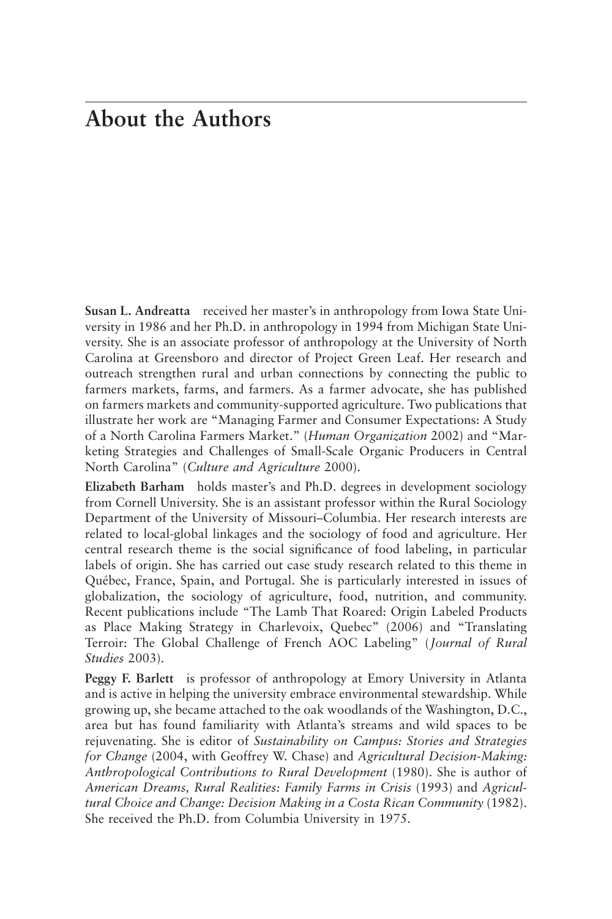# About the Authors

**Susan L. Andreatta** received her master's in anthropology from Iowa State University in 1986 and her Ph.D. in anthropology in 1994 from Michigan State University. She is an associate professor of anthropology at the University of North Carolina at Greensboro and director of Project Green Leaf. Her research and outreach strengthen rural and urban connections by connecting the public to farmers markets, farms, and farmers. As a farmer advocate, she has published on farmers markets and community-supported agriculture. Two publications that illustrate her work are "Managing Farmer and Consumer Expectations: A Study of a North Carolina Farmers Market." (*Human Organization* 2002) and "Marketing Strategies and Challenges of Small-Scale Organic Producers in Central North Carolina" (*Culture and Agriculture* 2000).

**Elizabeth Barham** holds master's and Ph.D. degrees in development sociology from Cornell University. She is an assistant professor within the Rural Sociology Department of the University of Missouri–Columbia. Her research interests are related to local-global linkages and the sociology of food and agriculture. Her central research theme is the social significance of food labeling, in particular labels of origin. She has carried out case study research related to this theme in Québec, France, Spain, and Portugal. She is particularly interested in issues of globalization, the sociology of agriculture, food, nutrition, and community. Recent publications include "The Lamb That Roared: Origin Labeled Products as Place Making Strategy in Charlevoix, Quebec" (2006) and "Translating Terroir: The Global Challenge of French AOC Labeling" (*Journal of Rural Studies* 2003).

**Peggy F. Barlett** is professor of anthropology at Emory University in Atlanta and is active in helping the university embrace environmental stewardship. While growing up, she became attached to the oak woodlands of the Washington, D.C., area but has found familiarity with Atlanta's streams and wild spaces to be rejuvenating. She is editor of *Sustainability on Campus: Stories and Strategies for Change* (2004, with Geoffrey W. Chase) and *Agricultural Decision-Making: Anthropological Contributions to Rural Development* (1980). She is author of *American Dreams, Rural Realities: Family Farms in Crisis* (1993) and *Agricultural Choice and Change: Decision Making in a Costa Rican Community* (1982). She received the Ph.D. from Columbia University in 1975.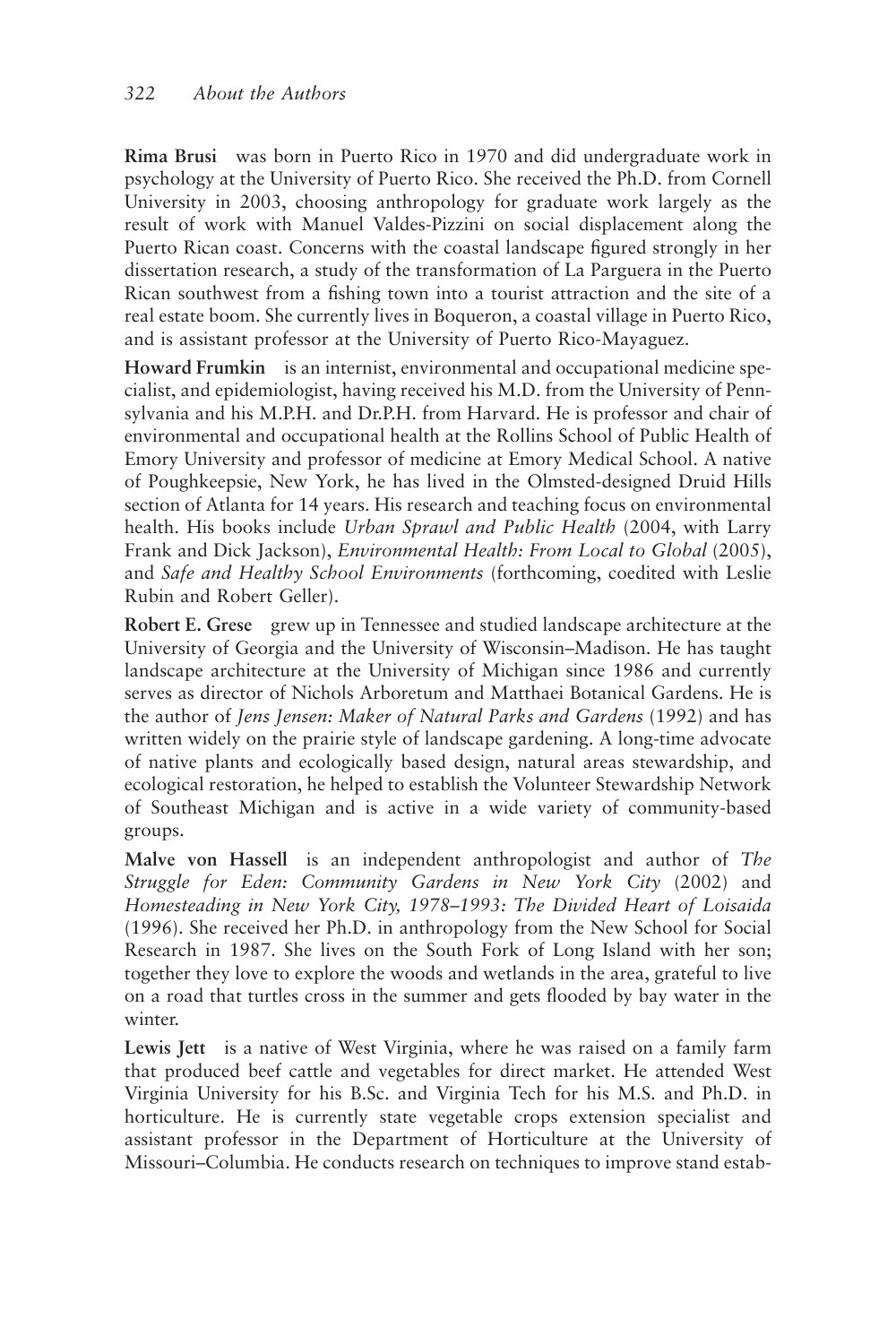**Rima Brusi** was born in Puerto Rico in 1970 and did undergraduate work in psychology at the University of Puerto Rico. She received the Ph.D. from Cornell University in 2003, choosing anthropology for graduate work largely as the result of work with Manuel Valdes-Pizzini on social displacement along the Puerto Rican coast. Concerns with the coastal landscape figured strongly in her dissertation research, a study of the transformation of La Parguera in the Puerto Rican southwest from a fishing town into a tourist attraction and the site of a real estate boom. She currently lives in Boqueron, a coastal village in Puerto Rico, and is assistant professor at the University of Puerto Rico-Mayaguez.

**Howard Frumkin** is an internist, environmental and occupational medicine specialist, and epidemiologist, having received his M.D. from the University of Pennsylvania and his M.P.H. and Dr.P.H. from Harvard. He is professor and chair of environmental and occupational health at the Rollins School of Public Health of Emory University and professor of medicine at Emory Medical School. A native of Poughkeepsie, New York, he has lived in the Olmsted-designed Druid Hills section of Atlanta for 14 years. His research and teaching focus on environmental health. His books include *Urban Sprawl and Public Health* (2004, with Larry Frank and Dick Jackson), *Environmental Health: From Local to Global* (2005), and *Safe and Healthy School Environments* (forthcoming, coedited with Leslie Rubin and Robert Geller).

**Robert E. Grese** grew up in Tennessee and studied landscape architecture at the University of Georgia and the University of Wisconsin–Madison. He has taught landscape architecture at the University of Michigan since 1986 and currently serves as director of Nichols Arboretum and Matthaei Botanical Gardens. He is the author of *Jens Jensen: Maker of Natural Parks and Gardens* (1992) and has written widely on the prairie style of landscape gardening. A long-time advocate of native plants and ecologically based design, natural areas stewardship, and ecological restoration, he helped to establish the Volunteer Stewardship Network of Southeast Michigan and is active in a wide variety of community-based groups.

**Malve von Hassell** is an independent anthropologist and author of *The Struggle for Eden: Community Gardens in New York City* (2002) and *Homesteading in New York City, 1978–1993: The Divided Heart of Loisaida* (1996). She received her Ph.D. in anthropology from the New School for Social Research in 1987. She lives on the South Fork of Long Island with her son; together they love to explore the woods and wetlands in the area, grateful to live on a road that turtles cross in the summer and gets flooded by bay water in the winter.

**Lewis Jett** is a native of West Virginia, where he was raised on a family farm that produced beef cattle and vegetables for direct market. He attended West Virginia University for his B.Sc. and Virginia Tech for his M.S. and Ph.D. in horticulture. He is currently state vegetable crops extension specialist and assistant professor in the Department of Horticulture at the University of Missouri–Columbia. He conducts research on techniques to improve stand estab-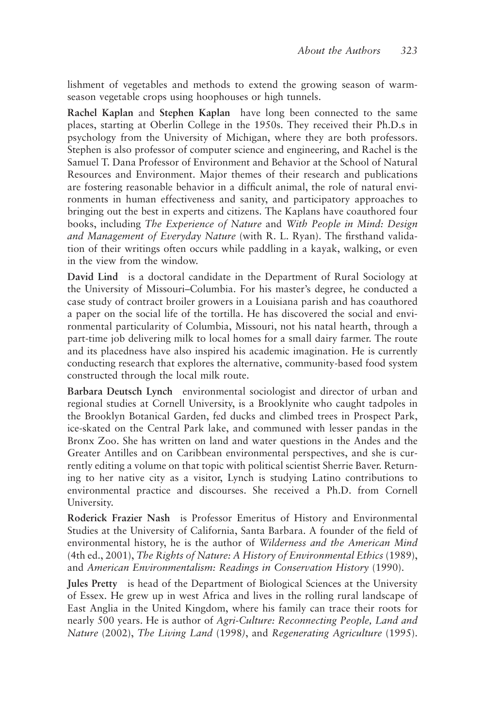lishment of vegetables and methods to extend the growing season of warm-season vegetable crops using hoophouses or high tunnels.

**Rachel Kaplan** and **Stephen Kaplan** have long been connected to the same places, starting at Oberlin College in the 1950s. They received their Ph.D.s in psychology from the University of Michigan, where they are both professors. Stephen is also professor of computer science and engineering, and Rachel is the Samuel T. Dana Professor of Environment and Behavior at the School of Natural Resources and Environment. Major themes of their research and publications are fostering reasonable behavior in a difficult animal, the role of natural environments in human effectiveness and sanity, and participatory approaches to bringing out the best in experts and citizens. The Kaplans have coauthored four books, including *The Experience of Nature* and *With People in Mind: Design and Management of Everyday Nature* (with R. L. Ryan). The firsthand validation of their writings often occurs while paddling in a kayak, walking, or even in the view from the window.

**David Lind** is a doctoral candidate in the Department of Rural Sociology at the University of Missouri–Columbia. For his master's degree, he conducted a case study of contract broiler growers in a Louisiana parish and has coauthored a paper on the social life of the tortilla. He has discovered the social and environmental particularity of Columbia, Missouri, not his natal hearth, through a part-time job delivering milk to local homes for a small dairy farmer. The route and its placedness have also inspired his academic imagination. He is currently conducting research that explores the alternative, community-based food system constructed through the local milk route.

**Barbara Deutsch Lynch** environmental sociologist and director of urban and regional studies at Cornell University, is a Brooklynite who caught tadpoles in the Brooklyn Botanical Garden, fed ducks and climbed trees in Prospect Park, ice-skated on the Central Park lake, and communed with lesser pandas in the Bronx Zoo. She has written on land and water questions in the Andes and the Greater Antilles and on Caribbean environmental perspectives, and she is currently editing a volume on that topic with political scientist Sherrie Baver. Returning to her native city as a visitor, Lynch is studying Latino contributions to environmental practice and discourses. She received a Ph.D. from Cornell University.

**Roderick Frazier Nash** is Professor Emeritus of History and Environmental Studies at the University of California, Santa Barbara. A founder of the field of environmental history, he is the author of *Wilderness and the American Mind* (4th ed., 2001), *The Rights of Nature: A History of Environmental Ethics* (1989), and *American Environmentalism: Readings in Conservation History* (1990).

**Jules Pretty** is head of the Department of Biological Sciences at the University of Essex. He grew up in west Africa and lives in the rolling rural landscape of East Anglia in the United Kingdom, where his family can trace their roots for nearly 500 years. He is author of *Agri-Culture: Reconnecting People, Land and Nature* (2002), *The Living Land* (1998), and *Regenerating Agriculture* (1995).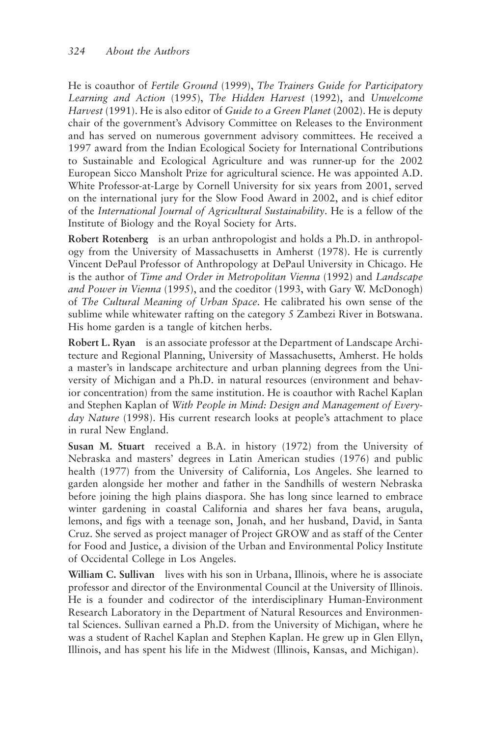He is coauthor of *Fertile Ground* (1999), *The Trainers Guide for Participatory Learning and Action* (1995), *The Hidden Harvest* (1992), and *Unwelcome Harvest* (1991). He is also editor of *Guide to a Green Planet* (2002). He is deputy chair of the government's Advisory Committee on Releases to the Environment and has served on numerous government advisory committees. He received a 1997 award from the Indian Ecological Society for International Contributions to Sustainable and Ecological Agriculture and was runner-up for the 2002 European Sicco Mansholt Prize for agricultural science. He was appointed A.D. White Professor-at-Large by Cornell University for six years from 2001, served on the international jury for the Slow Food Award in 2002, and is chief editor of the *International Journal of Agricultural Sustainability*. He is a fellow of the Institute of Biology and the Royal Society for Arts.

**Robert Rotenberg** is an urban anthropologist and holds a Ph.D. in anthropology from the University of Massachusetts in Amherst (1978). He is currently Vincent DePaul Professor of Anthropology at DePaul University in Chicago. He is the author of *Time and Order in Metropolitan Vienna* (1992) and *Landscape and Power in Vienna* (1995), and the coeditor (1993, with Gary W. McDonogh) of *The Cultural Meaning of Urban Space*. He calibrated his own sense of the sublime while whitewater rafting on the category 5 Zambezi River in Botswana. His home garden is a tangle of kitchen herbs.

**Robert L. Ryan** is an associate professor at the Department of Landscape Architecture and Regional Planning, University of Massachusetts, Amherst. He holds a master's in landscape architecture and urban planning degrees from the University of Michigan and a Ph.D. in natural resources (environment and behavior concentration) from the same institution. He is coauthor with Rachel Kaplan and Stephen Kaplan of *With People in Mind: Design and Management of Everyday Nature* (1998). His current research looks at people's attachment to place in rural New England.

**Susan M. Stuart** received a B.A. in history (1972) from the University of Nebraska and masters' degrees in Latin American studies (1976) and public health (1977) from the University of California, Los Angeles. She learned to garden alongside her mother and father in the Sandhills of western Nebraska before joining the high plains diaspora. She has long since learned to embrace winter gardening in coastal California and shares her fava beans, arugula, lemons, and figs with a teenage son, Jonah, and her husband, David, in Santa Cruz. She served as project manager of Project GROW and as staff of the Center for Food and Justice, a division of the Urban and Environmental Policy Institute of Occidental College in Los Angeles.

**William C. Sullivan** lives with his son in Urbana, Illinois, where he is associate professor and director of the Environmental Council at the University of Illinois. He is a founder and codirector of the interdisciplinary Human-Environment Research Laboratory in the Department of Natural Resources and Environmental Sciences. Sullivan earned a Ph.D. from the University of Michigan, where he was a student of Rachel Kaplan and Stephen Kaplan. He grew up in Glen Ellyn, Illinois, and has spent his life in the Midwest (Illinois, Kansas, and Michigan).